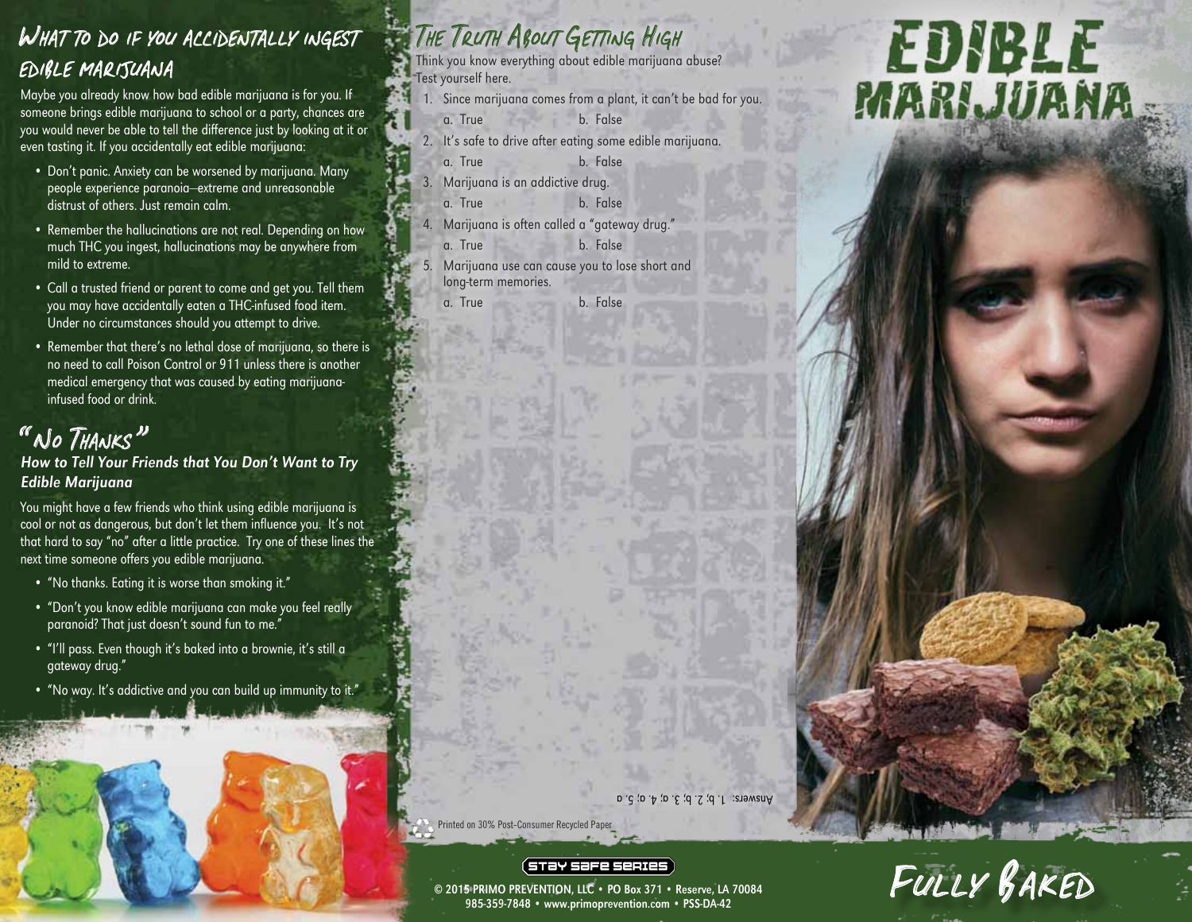## What to do if you accidentally ingest edible marijuana

Maybe you already know how bad edible marijuana is for you. If someone brings edible marijuana to school or a party, chances are you would never be able to tell the difference just by looking at it or even tasting it. If you accidentally eat edible marijuana:

- Don't panic. Anxiety can be worsened by marijuana. Many people experience paranoia—extreme and unreasonable distrust of others. Just remain calm.
- Remember the hallucinations are not real. Depending on how much THC you ingest, hallucinations may be anywhere from mild to extreme.
- Call a trusted friend or parent to come and get you. Tell them you may have accidentally eaten a THC-infused food item. Under no circumstances should you attempt to drive.
- Remember that there's no lethal dose of marijuana, so there is no need to call Poison Control or 911 unless there is another medical emergency that was caused by eating marijuana-infused food or drink.

## "No Thanks"

### *How to Tell Your Friends that You Don't Want to Try Edible Marijuana*

You might have a few friends who think using edible marijuana is cool or not as dangerous, but don't let them influence you. It's not that hard to say "no" after a little practice. Try one of these lines the next time someone offers you edible marijuana.

- "No thanks. Eating it is worse than smoking it."
- "Don't you know edible marijuana can make you feel really paranoid? That just doesn't sound fun to me."
- "I'll pass. Even though it's baked into a brownie, it's still a gateway drug."
- "No way. It's addictive and you can build up immunity to it."

## The Truth About Getting High

Think you know everything about edible marijuana abuse? Test yourself here.

1. Since marijuana comes from a plant, it can't be bad for you.
   a. True  b. False
2. It's safe to drive after eating some edible marijuana.
   a. True  b. False
3. Marijuana is an addictive drug.
   a. True  b. False
4. Marijuana is often called a "gateway drug."
   a. True  b. False
5. Marijuana use can cause you to lose short and long-term memories.
   a. True  b. False

Answers: 1. b; 2. b; 3. a; 4. a; 5. a

Printed on 30% Post-Consumer Recycled Paper

Stay Safe Series

© 2015 PRIMO PREVENTION, LLC • PO Box 371 • Reserve, LA 70084
985-359-7848 • www.primoprevention.com • PSS-DA-42

# Edible Marijuana

## Fully Baked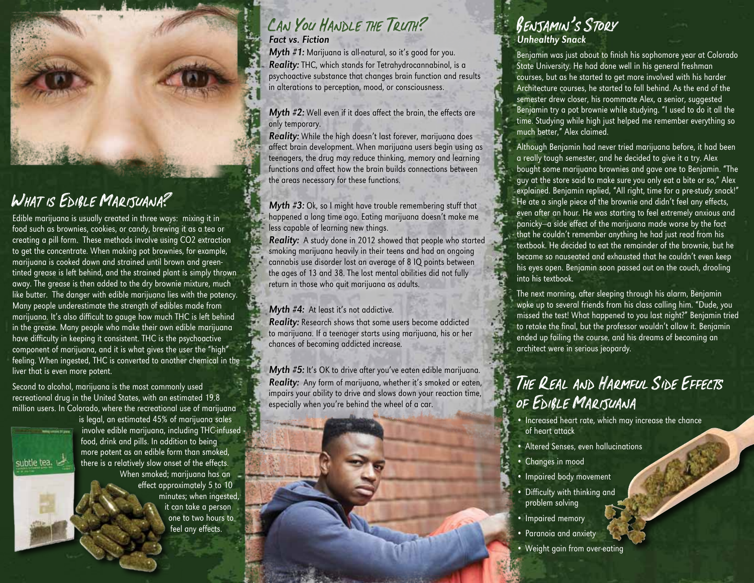## What is Edible Marijuana?

Edible marijuana is usually created in three ways: mixing it in food such as brownies, cookies, or candy, brewing it as a tea or creating a pill form. These methods involve using $CO_2$ extraction to get the concentrate. When making pot brownies, for example, marijuana is cooked down and strained until brown and green-tinted grease is left behind, and the strained plant is simply thrown away. The grease is then added to the dry brownie mixture, much like butter. The danger with edible marijuana lies with the potency. Many people underestimate the strength of edibles made from marijuana. It's also difficult to gauge how much THC is left behind in the grease. Many people who make their own edible marijuana have difficulty in keeping it consistent. THC is the psychoactive component of marijuana, and it is what gives the user the "high" feeling. When ingested, THC is converted to another chemical in the liver that is even more potent.

Second to alcohol, marijuana is the most commonly used recreational drug in the United States, with an estimated 19.8 million users. In Colorado, where the recreational use of marijuana is legal, an estimated 45% of marijuana sales involve edible marijuana, including THC-infused food, drink and pills. In addition to being more potent as an edible form than smoked, there is a relatively slow onset of the effects. When smoked; marijuana has an effect approximately 5 to 10 minutes; when ingested, it can take a person one to two hours to feel any effects.

## Can You Handle the Truth?

### *Fact vs. Fiction*

***Myth #1:*** Marijuana is all-natural, so it's good for you.
***Reality:*** THC, which stands for Tetrahydrocannabinol, is a psychoactive substance that changes brain function and results in alterations to perception, mood, or consciousness.

***Myth #2:*** Well even if it does affect the brain, the effects are only temporary.
***Reality:*** While the high doesn't last forever, marijuana does affect brain development. When marijuana users begin using as teenagers, the drug may reduce thinking, memory and learning functions and affect how the brain builds connections between the areas necessary for these functions.

***Myth #3:*** Ok, so I might have trouble remembering stuff that happened a long time ago. Eating marijuana doesn't make me less capable of learning new things.
***Reality:*** A study done in 2012 showed that people who started smoking marijuana heavily in their teens and had an ongoing cannabis use disorder lost an average of 8 IQ points between the ages of 13 and 38. The lost mental abilities did not fully return in those who quit marijuana as adults.

***Myth #4:*** At least it's not addictive.
***Reality:*** Research shows that some users become addicted to marijuana. If a teenager starts using marijuana, his or her chances of becoming addicted increase.

***Myth #5:*** It's OK to drive after you've eaten edible marijuana.
***Reality:*** Any form of marijuana, whether it's smoked or eaten, impairs your ability to drive and slows down your reaction time, especially when you're behind the wheel of a car.

## Benjamin's Story

### *Unhealthy Snack*

Benjamin was just about to finish his sophomore year at Colorado State University. He had done well in his general freshman courses, but as he started to get more involved with his harder Architecture courses, he started to fall behind. As the end of the semester drew closer, his roommate Alex, a senior, suggested Benjamin try a pot brownie while studying. "I used to do it all the time. Studying while high just helped me remember everything so much better," Alex claimed.

Although Benjamin had never tried marijuana before, it had been a really tough semester, and he decided to give it a try. Alex bought some marijuana brownies and gave one to Benjamin. "The guy at the store said to make sure you only eat a bite or so," Alex explained. Benjamin replied, "All right, time for a pre-study snack!" He ate a single piece of the brownie and didn't feel any effects, even after an hour. He was starting to feel extremely anxious and panicky—a side effect of the marijuana made worse by the fact that he couldn't remember anything he had just read from his textbook. He decided to eat the remainder of the brownie, but he became so nauseated and exhausted that he couldn't even keep his eyes open. Benjamin soon passed out on the couch, drooling into his textbook.

The next morning, after sleeping through his alarm, Benjamin woke up to several friends from his class calling him. "Dude, you missed the test! What happened to you last night?" Benjamin tried to retake the final, but the professor wouldn't allow it. Benjamin ended up failing the course, and his dreams of becoming an architect were in serious jeopardy.

## The Real and Harmful Side Effects of Edible Marijuana

- Increased heart rate, which may increase the chance of heart attack
- Altered Senses, even hallucinations
- Changes in mood
- Impaired body movement
- Difficulty with thinking and problem solving
- Impaired memory
- Paranoia and anxiety
- Weight gain from over-eating